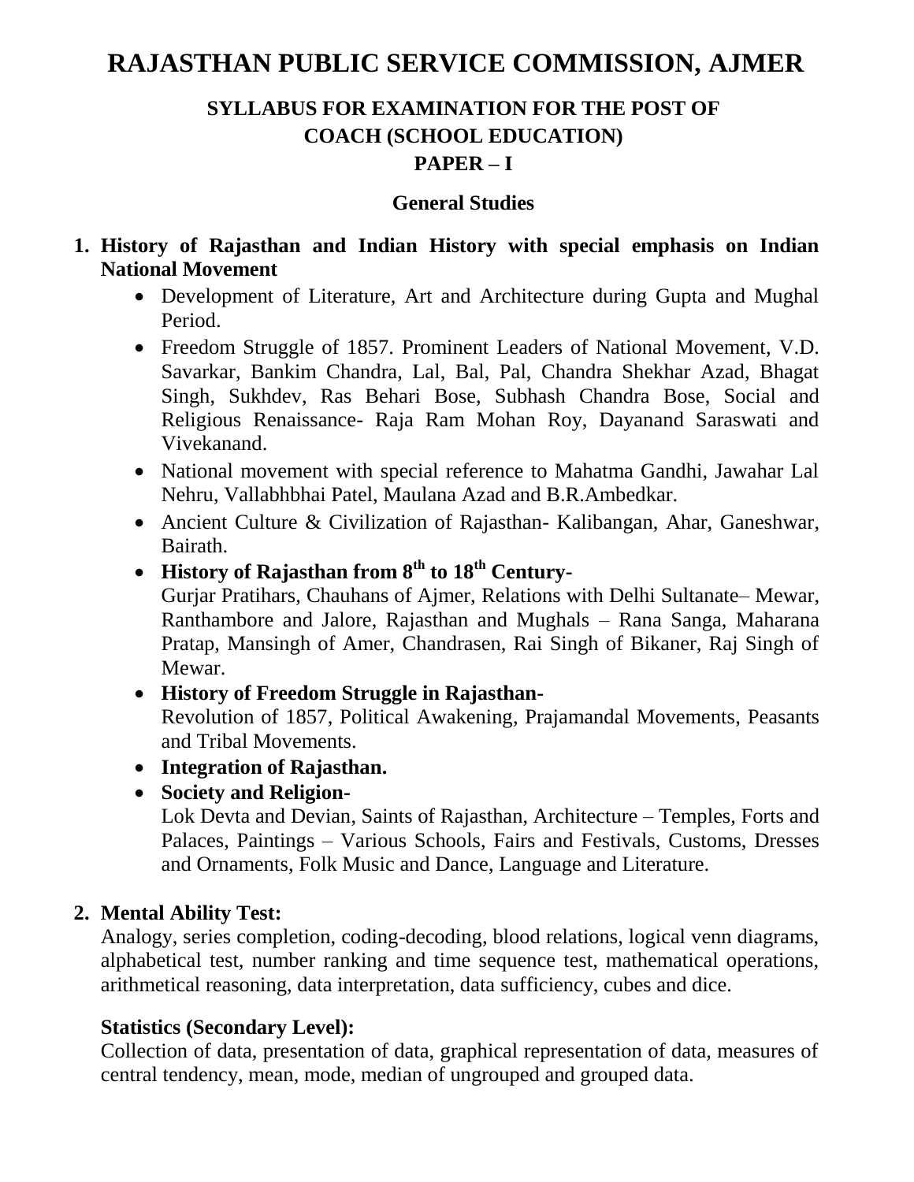# RAJASTHAN PUBLIC SERVICE COMMISSION, AJMER

## SYLLABUS FOR EXAMINATION FOR THE POST OF COACH (SCHOOL EDUCATION)

## PAPER – I

### General Studies

1. **History of Rajasthan and Indian History with special emphasis on Indian National Movement**
   - Development of Literature, Art and Architecture during Gupta and Mughal Period.
   - Freedom Struggle of 1857. Prominent Leaders of National Movement, V.D. Savarkar, Bankim Chandra, Lal, Bal, Pal, Chandra Shekhar Azad, Bhagat Singh, Sukhdev, Ras Behari Bose, Subhash Chandra Bose, Social and Religious Renaissance- Raja Ram Mohan Roy, Dayanand Saraswati and Vivekanand.
   - National movement with special reference to Mahatma Gandhi, Jawahar Lal Nehru, Vallabhbhai Patel, Maulana Azad and B.R.Ambedkar.
   - Ancient Culture & Civilization of Rajasthan- Kalibangan, Ahar, Ganeshwar, Bairath.
   - **History of Rajasthan from 8th to 18th Century-**
     Gurjar Pratihars, Chauhans of Ajmer, Relations with Delhi Sultanate– Mewar, Ranthambore and Jalore, Rajasthan and Mughals – Rana Sanga, Maharana Pratap, Mansingh of Amer, Chandrasen, Rai Singh of Bikaner, Raj Singh of Mewar.
   - **History of Freedom Struggle in Rajasthan-**
     Revolution of 1857, Political Awakening, Prajamandal Movements, Peasants and Tribal Movements.
   - **Integration of Rajasthan.**
   - **Society and Religion-**
     Lok Devta and Devian, Saints of Rajasthan, Architecture – Temples, Forts and Palaces, Paintings – Various Schools, Fairs and Festivals, Customs, Dresses and Ornaments, Folk Music and Dance, Language and Literature.

2. **Mental Ability Test:**
   Analogy, series completion, coding-decoding, blood relations, logical venn diagrams, alphabetical test, number ranking and time sequence test, mathematical operations, arithmetical reasoning, data interpretation, data sufficiency, cubes and dice.

   **Statistics (Secondary Level):**
   Collection of data, presentation of data, graphical representation of data, measures of central tendency, mean, mode, median of ungrouped and grouped data.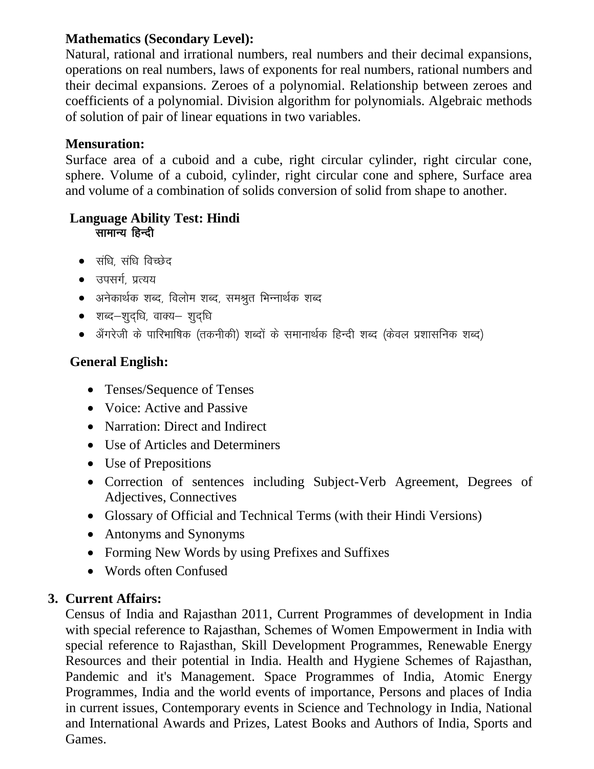**Mathematics (Secondary Level):**
Natural, rational and irrational numbers, real numbers and their decimal expansions, operations on real numbers, laws of exponents for real numbers, rational numbers and their decimal expansions. Zeroes of a polynomial. Relationship between zeroes and coefficients of a polynomial. Division algorithm for polynomials. Algebraic methods of solution of pair of linear equations in two variables.

**Mensuration:**
Surface area of a cuboid and a cube, right circular cylinder, right circular cone, sphere. Volume of a cuboid, cylinder, right circular cone and sphere, Surface area and volume of a combination of solids conversion of solid from shape to another.

**Language Ability Test: Hindi**
**सामान्य हिन्दी**

- संधि, संधि विच्छेद
- उपसर्ग, प्रत्यय
- अनेकार्थक शब्द, विलोम शब्द, समश्रुत भिन्नार्थक शब्द
- शब्द–शुद्धि, वाक्य– शुद्धि
- अँगरेजी के पारिभाषिक (तकनीकी) शब्दों के समानार्थक हिन्दी शब्द (केवल प्रशासनिक शब्द)

**General English:**

- Tenses/Sequence of Tenses
- Voice: Active and Passive
- Narration: Direct and Indirect
- Use of Articles and Determiners
- Use of Prepositions
- Correction of sentences including Subject-Verb Agreement, Degrees of Adjectives, Connectives
- Glossary of Official and Technical Terms (with their Hindi Versions)
- Antonyms and Synonyms
- Forming New Words by using Prefixes and Suffixes
- Words often Confused

**3. Current Affairs:**
Census of India and Rajasthan 2011, Current Programmes of development in India with special reference to Rajasthan, Schemes of Women Empowerment in India with special reference to Rajasthan, Skill Development Programmes, Renewable Energy Resources and their potential in India. Health and Hygiene Schemes of Rajasthan, Pandemic and it's Management. Space Programmes of India, Atomic Energy Programmes, India and the world events of importance, Persons and places of India in current issues, Contemporary events in Science and Technology in India, National and International Awards and Prizes, Latest Books and Authors of India, Sports and Games.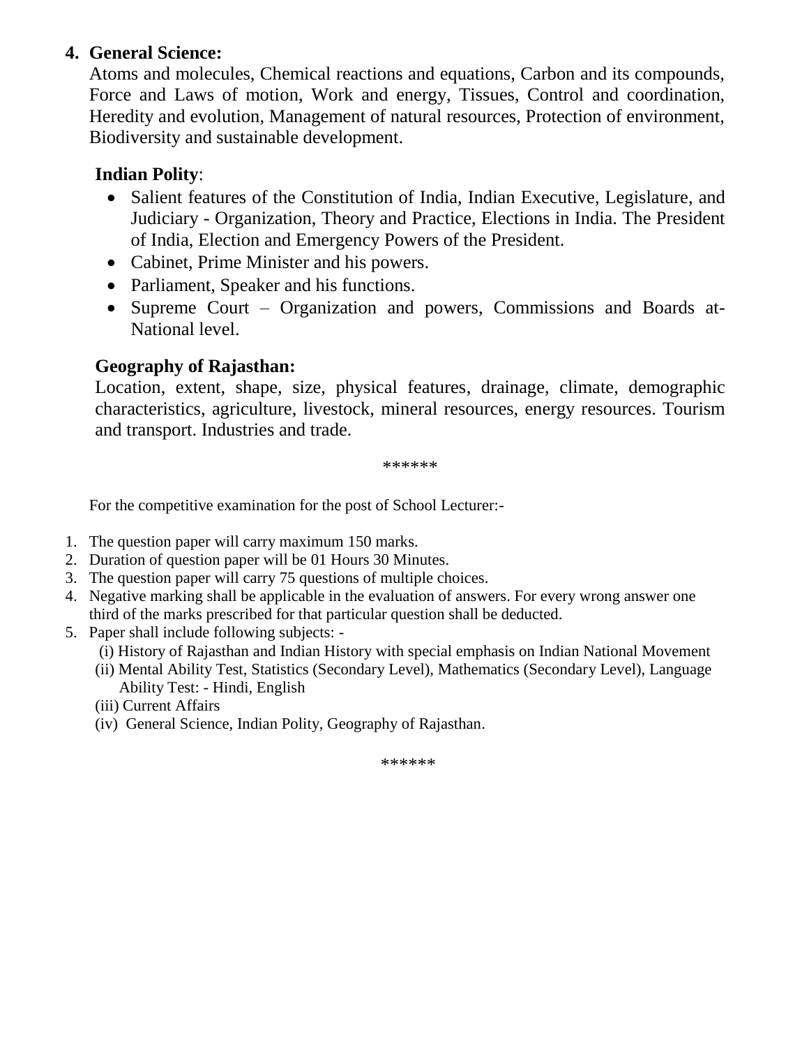4. **General Science:**

   Atoms and molecules, Chemical reactions and equations, Carbon and its compounds, Force and Laws of motion, Work and energy, Tissues, Control and coordination, Heredity and evolution, Management of natural resources, Protection of environment, Biodiversity and sustainable development.

**Indian Polity**:

- Salient features of the Constitution of India, Indian Executive, Legislature, and Judiciary - Organization, Theory and Practice, Elections in India. The President of India, Election and Emergency Powers of the President.
- Cabinet, Prime Minister and his powers.
- Parliament, Speaker and his functions.
- Supreme Court – Organization and powers, Commissions and Boards at-National level.

**Geography of Rajasthan:**

Location, extent, shape, size, physical features, drainage, climate, demographic characteristics, agriculture, livestock, mineral resources, energy resources. Tourism and transport. Industries and trade.

******

For the competitive examination for the post of School Lecturer:-

1. The question paper will carry maximum 150 marks.
2. Duration of question paper will be 01 Hours 30 Minutes.
3. The question paper will carry 75 questions of multiple choices.
4. Negative marking shall be applicable in the evaluation of answers. For every wrong answer one third of the marks prescribed for that particular question shall be deducted.
5. Paper shall include following subjects: -
   (i) History of Rajasthan and Indian History with special emphasis on Indian National Movement
   (ii) Mental Ability Test, Statistics (Secondary Level), Mathematics (Secondary Level), Language Ability Test: - Hindi, English
   (iii) Current Affairs
   (iv) General Science, Indian Polity, Geography of Rajasthan.

******